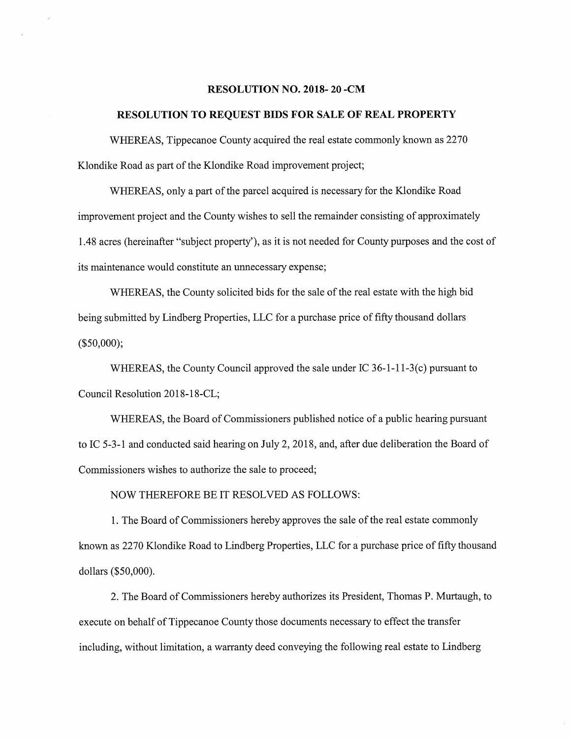**RESOLUTION NO. 2018- 20 -CM**

**RESOLUTION TO REQUEST BIDS FOR SALE OF REAL PROPERTY**

WHEREAS, Tippecanoe County acquired the real estate commonly known as 2270 Klondike Road as part of the Klondike Road improvement project;

WHEREAS, only a part of the parcel acquired is necessary for the Klondike Road improvement project and the County wishes to sell the remainder consisting of approximately 1.48 acres (hereinafter "subject property'), as it is not needed for County purposes and the cost of its maintenance would constitute an unnecessary expense;

WHEREAS, the County solicited bids for the sale of the real estate with the high bid being submitted by Lindberg Properties, LLC for a purchase price of fifty thousand dollars ($50,000);

WHEREAS, the County Council approved the sale under IC 36-1-11-3(c) pursuant to Council Resolution 2018-18-CL;

WHEREAS, the Board of Commissioners published notice of a public hearing pursuant to IC 5-3-1 and conducted said hearing on July 2, 2018, and, after due deliberation the Board of Commissioners wishes to authorize the sale to proceed;

NOW THEREFORE BE IT RESOLVED AS FOLLOWS:

1. The Board of Commissioners hereby approves the sale of the real estate commonly known as 2270 Klondike Road to Lindberg Properties, LLC for a purchase price of fifty thousand dollars ($50,000).

2. The Board of Commissioners hereby authorizes its President, Thomas P. Murtaugh, to execute on behalf of Tippecanoe County those documents necessary to effect the transfer including, without limitation, a warranty deed conveying the following real estate to Lindberg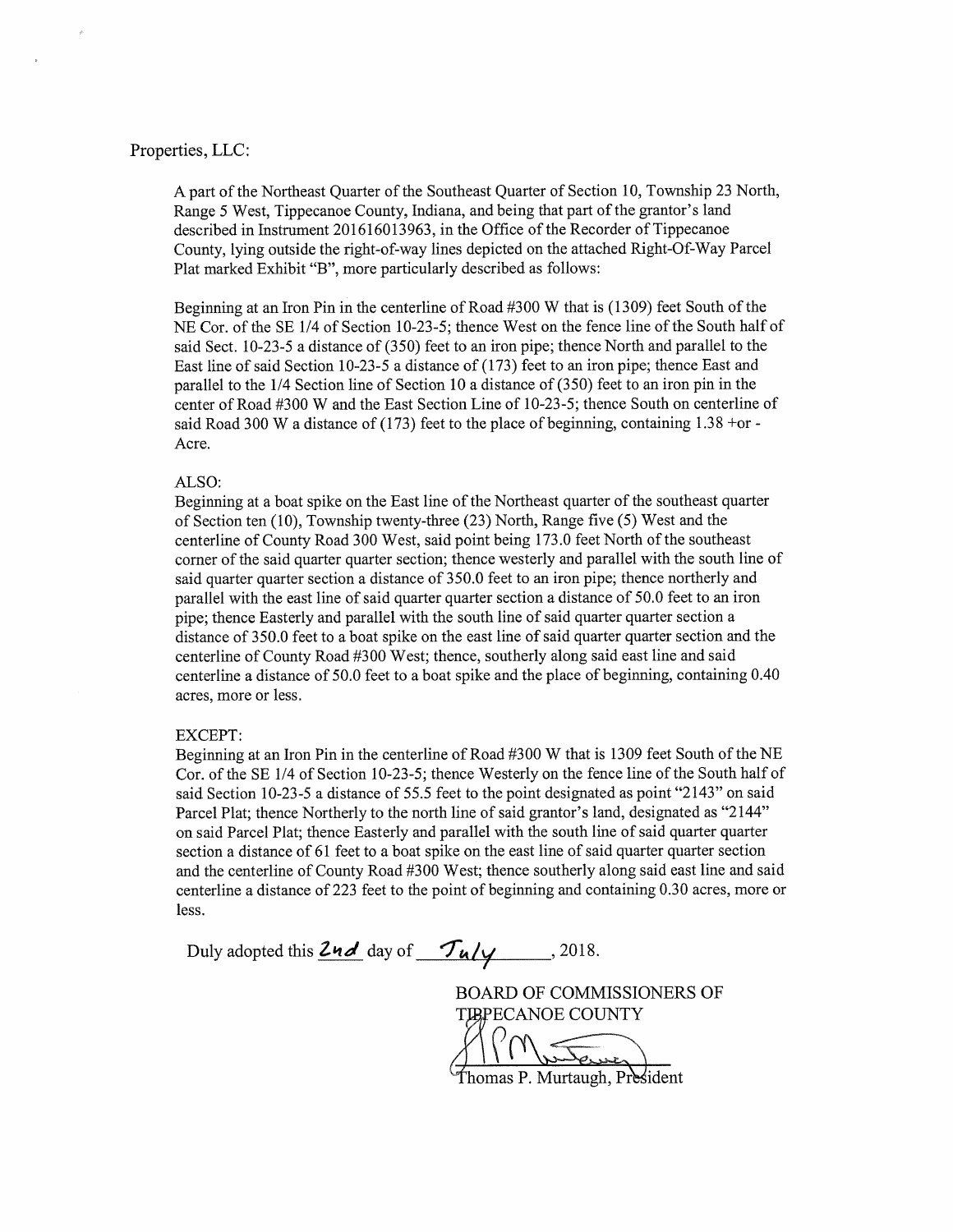Properties, LLC:

A part of the Northeast Quarter of the Southeast Quarter of Section 10, Township 23 North, Range 5 West, Tippecanoe County, Indiana, and being that part of the grantor's land described in Instrument 201616013963, in the Office of the Recorder of Tippecanoe County, lying outside the right-of-way lines depicted on the attached Right-Of-Way Parcel Plat marked Exhibit "B", more particularly described as follows:

Beginning at an Iron Pin in the centerline of Road #300 W that is (1309) feet South of the NE Cor. of the SE 1/4 of Section 10-23-5; thence West on the fence line of the South half of said Sect. 10-23-5 a distance of (350) feet to an iron pipe; thence North and parallel to the East line of said Section 10-23-5 a distance of (173) feet to an iron pipe; thence East and parallel to the 1/4 Section line of Section 10 a distance of (350) feet to an iron pin in the center of Road #300 W and the East Section Line of 10-23-5; thence South on centerline of said Road 300 W a distance of (173) feet to the place of beginning, containing 1.38 +or - Acre.

ALSO:
Beginning at a boat spike on the East line of the Northeast quarter of the southeast quarter of Section ten (10), Township twenty-three (23) North, Range five (5) West and the centerline of County Road 300 West, said point being 173.0 feet North of the southeast corner of the said quarter quarter section; thence westerly and parallel with the south line of said quarter quarter section a distance of 350.0 feet to an iron pipe; thence northerly and parallel with the east line of said quarter quarter section a distance of 50.0 feet to an iron pipe; thence Easterly and parallel with the south line of said quarter quarter section a distance of 350.0 feet to a boat spike on the east line of said quarter quarter section and the centerline of County Road #300 West; thence, southerly along said east line and said centerline a distance of 50.0 feet to a boat spike and the place of beginning, containing 0.40 acres, more or less.

EXCEPT:
Beginning at an Iron Pin in the centerline of Road #300 W that is 1309 feet South of the NE Cor. of the SE 1/4 of Section 10-23-5; thence Westerly on the fence line of the South half of said Section 10-23-5 a distance of 55.5 feet to the point designated as point "2143" on said Parcel Plat; thence Northerly to the north line of said grantor's land, designated as "2144" on said Parcel Plat; thence Easterly and parallel with the south line of said quarter quarter section a distance of 61 feet to a boat spike on the east line of said quarter quarter section and the centerline of County Road #300 West; thence southerly along said east line and said centerline a distance of 223 feet to the point of beginning and containing 0.30 acres, more or less.

Duly adopted this 2nd day of July, 2018.

BOARD OF COMMISSIONERS OF
TIPPECANOE COUNTY

Thomas P. Murtaugh, President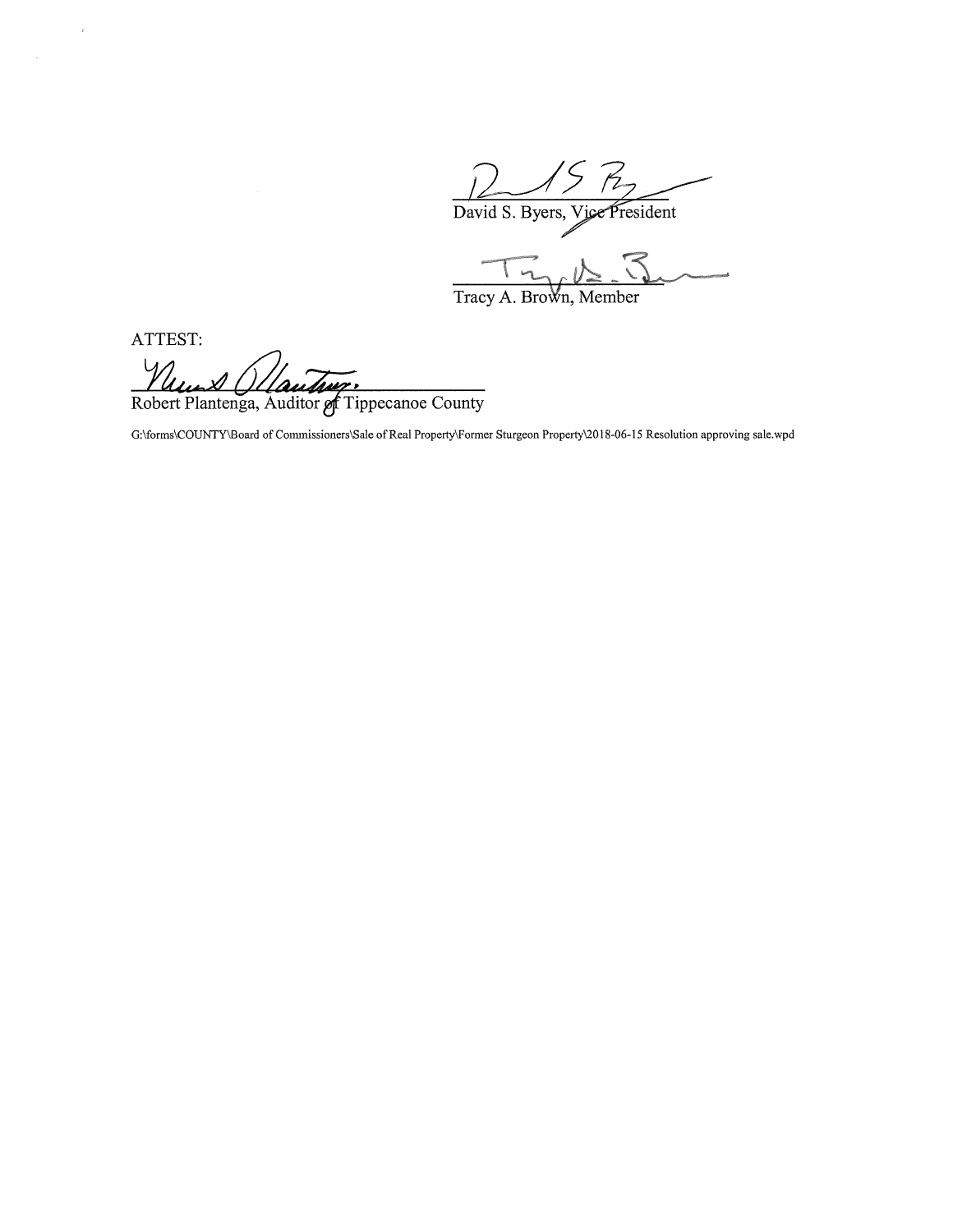David S. Byers, Vice President

Tracy A. Brown, Member

ATTEST:

Robert Plantenga, Auditor of Tippecanoe County

G:\forms\COUNTY\Board of Commissioners\Sale of Real Property\Former Sturgeon Property\2018-06-15 Resolution approving sale.wpd